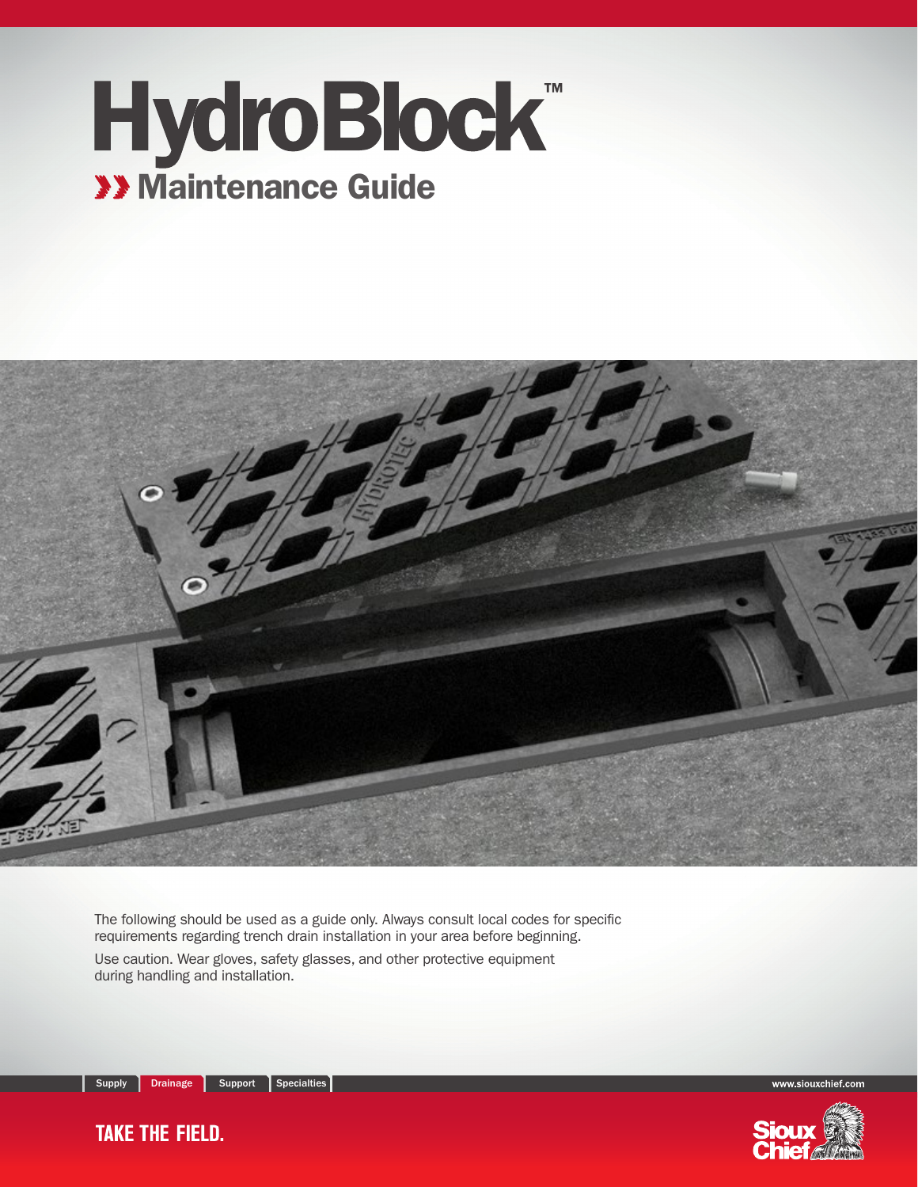# HydroBlock™

## Maintenance Guide

The following should be used as a guide only. Always consult local codes for specific requirements regarding trench drain installation in your area before beginning.

Use caution. Wear gloves, safety glasses, and other protective equipment during handling and installation.

Supply | Drainage | Support | Specialties

www.siouxchief.com

TAKE THE FIELD.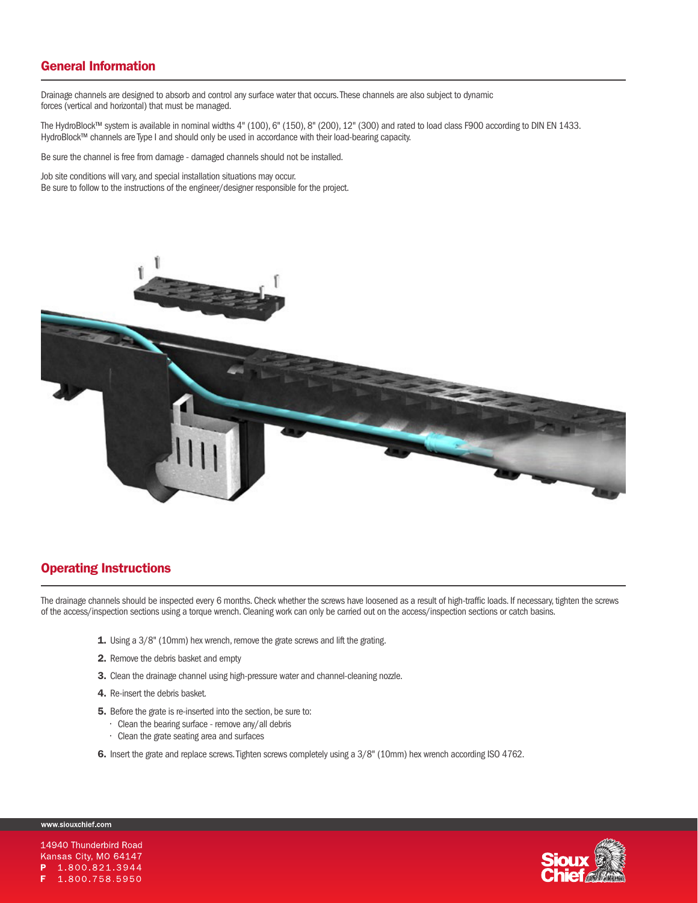## General Information

Drainage channels are designed to absorb and control any surface water that occurs. These channels are also subject to dynamic forces (vertical and horizontal) that must be managed.

The HydroBlock™ system is available in nominal widths 4" (100), 6" (150), 8" (200), 12" (300) and rated to load class F900 according to DIN EN 1433. HydroBlock™ channels are Type I and should only be used in accordance with their load-bearing capacity.

Be sure the channel is free from damage - damaged channels should not be installed.

Job site conditions will vary, and special installation situations may occur.
Be sure to follow to the instructions of the engineer/designer responsible for the project.

## Operating Instructions

The drainage channels should be inspected every 6 months. Check whether the screws have loosened as a result of high-traffic loads. If necessary, tighten the screws of the access/inspection sections using a torque wrench. Cleaning work can only be carried out on the access/inspection sections or catch basins.

1. Using a 3/8" (10mm) hex wrench, remove the grate screws and lift the grating.
2. Remove the debris basket and empty
3. Clean the drainage channel using high-pressure water and channel-cleaning nozzle.
4. Re-insert the debris basket.
5. Before the grate is re-inserted into the section, be sure to:
   - Clean the bearing surface - remove any/all debris
   - Clean the grate seating area and surfaces
6. Insert the grate and replace screws. Tighten screws completely using a 3/8" (10mm) hex wrench according ISO 4762.

www.siouxchief.com

14940 Thunderbird Road
Kansas City, MO 64147
**P** 1.800.821.3944
**F** 1.800.758.5950

Sioux Chief